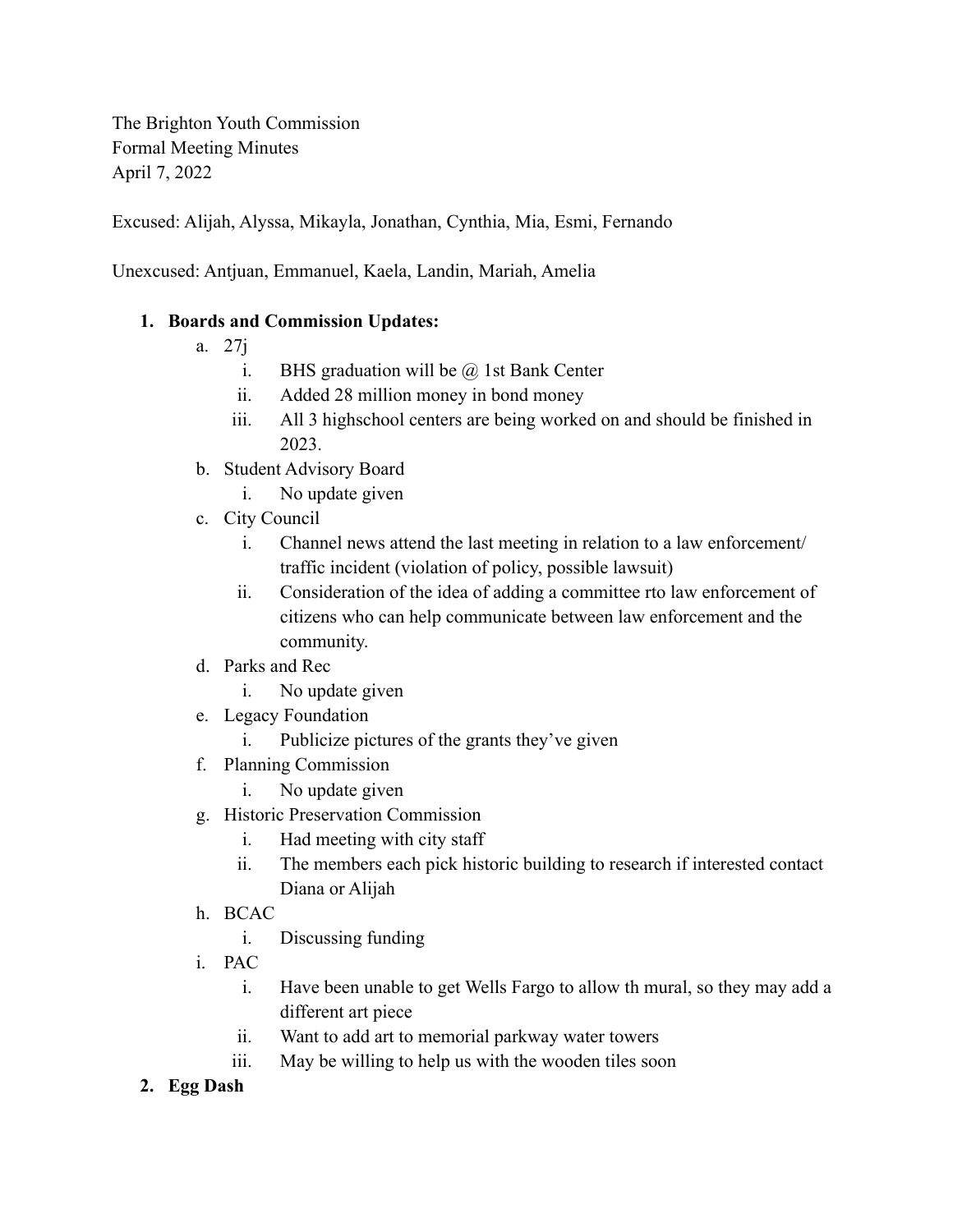The Brighton Youth Commission
Formal Meeting Minutes
April 7, 2022

Excused: Alijah, Alyssa, Mikayla, Jonathan, Cynthia, Mia, Esmi, Fernando

Unexcused: Antjuan, Emmanuel, Kaela, Landin, Mariah, Amelia

1. **Boards and Commission Updates:**
   a. 27j
      i. BHS graduation will be @ 1st Bank Center
      ii. Added 28 million money in bond money
      iii. All 3 highschool centers are being worked on and should be finished in 2023.
   b. Student Advisory Board
      i. No update given
   c. City Council
      i. Channel news attend the last meeting in relation to a law enforcement/ traffic incident (violation of policy, possible lawsuit)
      ii. Consideration of the idea of adding a committee rto law enforcement of citizens who can help communicate between law enforcement and the community.
   d. Parks and Rec
      i. No update given
   e. Legacy Foundation
      i. Publicize pictures of the grants they've given
   f. Planning Commission
      i. No update given
   g. Historic Preservation Commission
      i. Had meeting with city staff
      ii. The members each pick historic building to research if interested contact Diana or Alijah
   h. BCAC
      i. Discussing funding
   i. PAC
      i. Have been unable to get Wells Fargo to allow th mural, so they may add a different art piece
      ii. Want to add art to memorial parkway water towers
      iii. May be willing to help us with the wooden tiles soon
2. **Egg Dash**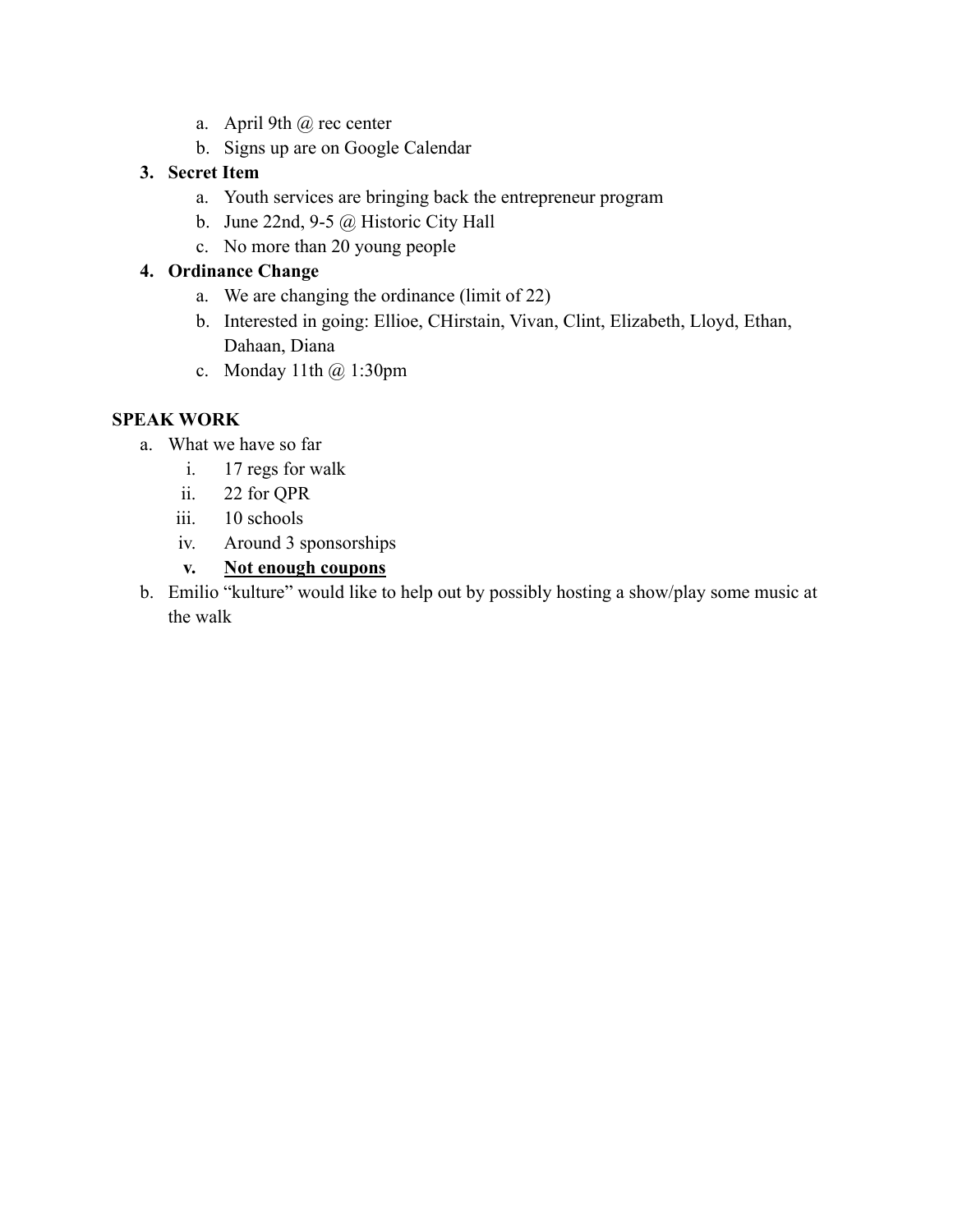a. April 9th @ rec center
b. Signs up are on Google Calendar

3. **Secret Item**
    a. Youth services are bringing back the entrepreneur program
    b. June 22nd, 9-5 @ Historic City Hall
    c. No more than 20 young people
4. **Ordinance Change**
    a. We are changing the ordinance (limit of 22)
    b. Interested in going: Ellioe, CHirstain, Vivan, Clint, Elizabeth, Lloyd, Ethan, Dahaan, Diana
    c. Monday 11th @ 1:30pm

**SPEAK WORK**

a. What we have so far
    i. 17 regs for walk
    ii. 22 for QPR
    iii. 10 schools
    iv. Around 3 sponsorships
    v. **<u>Not enough coupons</u>**
b. Emilio "kulture" would like to help out by possibly hosting a show/play some music at the walk